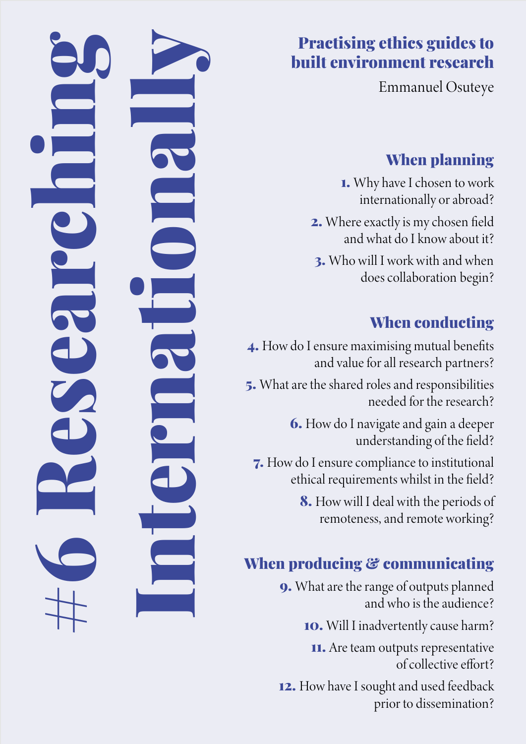# #6 Researching Internationally

## Practising ethics guides to built environment research

Emmanuel Osuteye

### When planning

1. Why have I chosen to work internationally or abroad?
2. Where exactly is my chosen field and what do I know about it?
3. Who will I work with and when does collaboration begin?

### When conducting

4. How do I ensure maximising mutual benefits and value for all research partners?
5. What are the shared roles and responsibilities needed for the research?
6. How do I navigate and gain a deeper understanding of the field?
7. How do I ensure compliance to institutional ethical requirements whilst in the field?
8. How will I deal with the periods of remoteness, and remote working?

### When producing & communicating

9. What are the range of outputs planned and who is the audience?
10. Will I inadvertently cause harm?
11. Are team outputs representative of collective effort?
12. How have I sought and used feedback prior to dissemination?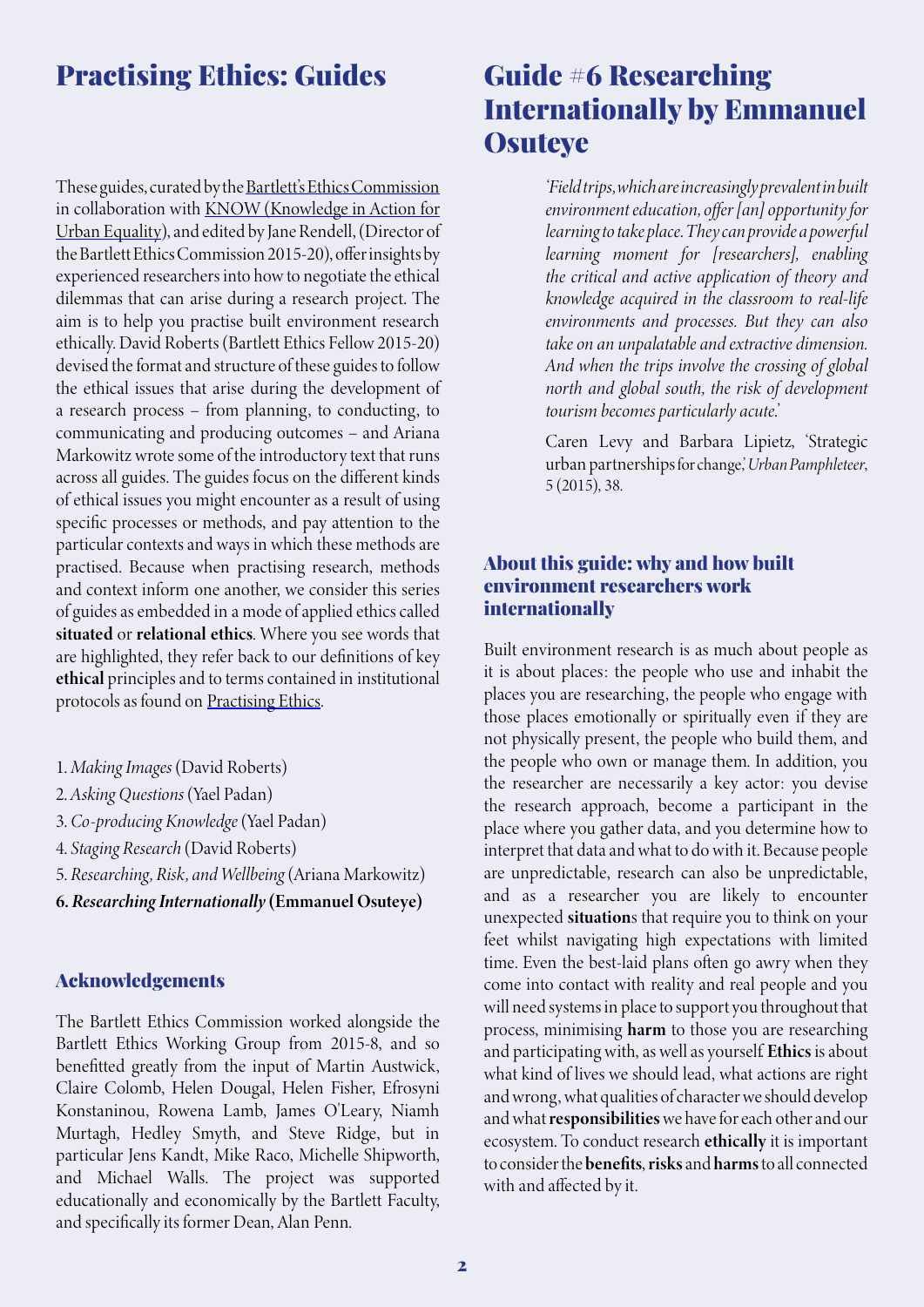# Practising Ethics: Guides

These guides, curated by the Bartlett's Ethics Commission in collaboration with KNOW (Knowledge in Action for Urban Equality), and edited by Jane Rendell, (Director of the Bartlett Ethics Commission 2015-20), offer insights by experienced researchers into how to negotiate the ethical dilemmas that can arise during a research project. The aim is to help you practise built environment research ethically. David Roberts (Bartlett Ethics Fellow 2015-20) devised the format and structure of these guides to follow the ethical issues that arise during the development of a research process – from planning, to conducting, to communicating and producing outcomes – and Ariana Markowitz wrote some of the introductory text that runs across all guides. The guides focus on the different kinds of ethical issues you might encounter as a result of using specific processes or methods, and pay attention to the particular contexts and ways in which these methods are practised. Because when practising research, methods and context inform one another, we consider this series of guides as embedded in a mode of applied ethics called **situated** or **relational ethics**. Where you see words that are highlighted, they refer back to our definitions of key **ethical** principles and to terms contained in institutional protocols as found on Practising Ethics.

1. *Making Images* (David Roberts)
2. *Asking Questions* (Yael Padan)
3. *Co-producing Knowledge* (Yael Padan)
4. *Staging Research* (David Roberts)
5. *Researching, Risk, and Wellbeing* (Ariana Markowitz)
6. ***Researching Internationally* (Emmanuel Osuteye)**

## Acknowledgements

The Bartlett Ethics Commission worked alongside the Bartlett Ethics Working Group from 2015-8, and so benefitted greatly from the input of Martin Austwick, Claire Colomb, Helen Dougal, Helen Fisher, Efrosyni Konstaninou, Rowena Lamb, James O'Leary, Niamh Murtagh, Hedley Smyth, and Steve Ridge, but in particular Jens Kandt, Mike Raco, Michelle Shipworth, and Michael Walls. The project was supported educationally and economically by the Bartlett Faculty, and specifically its former Dean, Alan Penn.

# Guide #6 Researching Internationally by Emmanuel Osuteye

> *'Field trips, which are increasingly prevalent in built environment education, offer [an] opportunity for learning to take place. They can provide a powerful learning moment for [researchers], enabling the critical and active application of theory and knowledge acquired in the classroom to real-life environments and processes. But they can also take on an unpalatable and extractive dimension. And when the trips involve the crossing of global north and global south, the risk of development tourism becomes particularly acute.'*
>
> Caren Levy and Barbara Lipietz, 'Strategic urban partnerships for change,' *Urban Pamphleteer*, 5 (2015), 38.

## About this guide: why and how built environment researchers work internationally

Built environment research is as much about people as it is about places: the people who use and inhabit the places you are researching, the people who engage with those places emotionally or spiritually even if they are not physically present, the people who build them, and the people who own or manage them. In addition, you the researcher are necessarily a key actor: you devise the research approach, become a participant in the place where you gather data, and you determine how to interpret that data and what to do with it. Because people are unpredictable, research can also be unpredictable, and as a researcher you are likely to encounter unexpected **situation**s that require you to think on your feet whilst navigating high expectations with limited time. Even the best-laid plans often go awry when they come into contact with reality and real people and you will need systems in place to support you throughout that process, minimising **harm** to those you are researching and participating with, as well as yourself. **Ethics** is about what kind of lives we should lead, what actions are right and wrong, what qualities of character we should develop and what **responsibilities** we have for each other and our ecosystem. To conduct research **ethically** it is important to consider the **benefits**, **risks** and **harms** to all connected with and affected by it.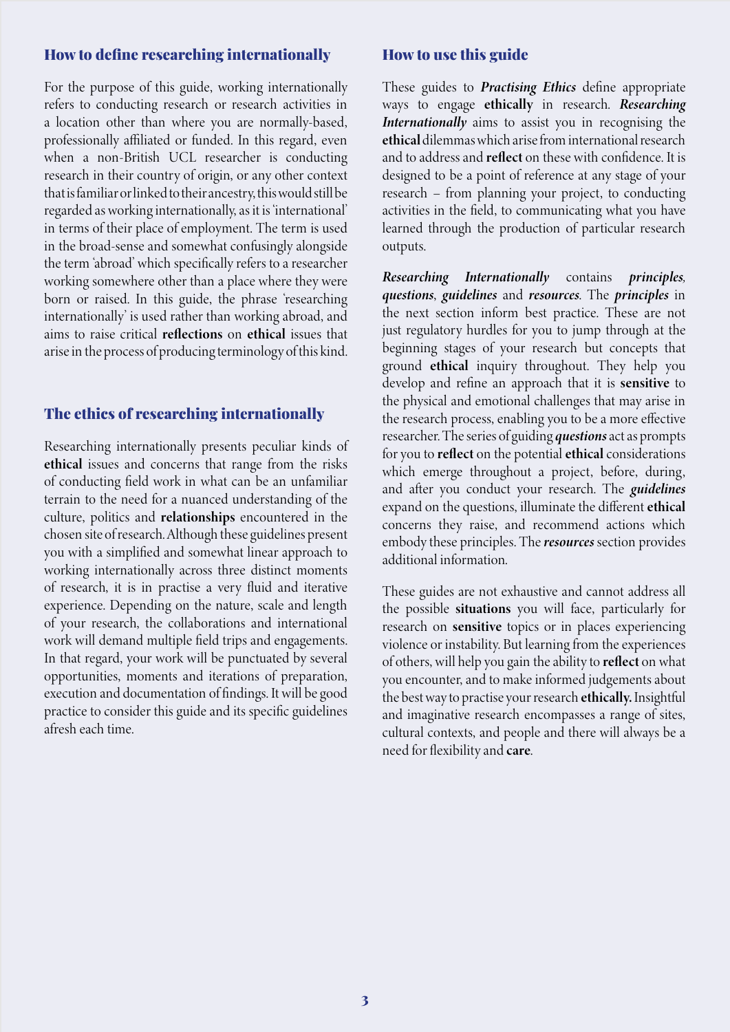## How to define researching internationally

For the purpose of this guide, working internationally refers to conducting research or research activities in a location other than where you are normally-based, professionally affiliated or funded. In this regard, even when a non-British UCL researcher is conducting research in their country of origin, or any other context that is familiar or linked to their ancestry, this would still be regarded as working internationally, as it is 'international' in terms of their place of employment. The term is used in the broad-sense and somewhat confusingly alongside the term 'abroad' which specifically refers to a researcher working somewhere other than a place where they were born or raised. In this guide, the phrase 'researching internationally' is used rather than working abroad, and aims to raise critical **reflections** on **ethical** issues that arise in the process of producing terminology of this kind.

## The ethics of researching internationally

Researching internationally presents peculiar kinds of **ethical** issues and concerns that range from the risks of conducting field work in what can be an unfamiliar terrain to the need for a nuanced understanding of the culture, politics and **relationships** encountered in the chosen site of research. Although these guidelines present you with a simplified and somewhat linear approach to working internationally across three distinct moments of research, it is in practise a very fluid and iterative experience. Depending on the nature, scale and length of your research, the collaborations and international work will demand multiple field trips and engagements. In that regard, your work will be punctuated by several opportunities, moments and iterations of preparation, execution and documentation of findings. It will be good practice to consider this guide and its specific guidelines afresh each time.

## How to use this guide

These guides to ***Practising Ethics*** define appropriate ways to engage **ethically** in research. ***Researching Internationally*** aims to assist you in recognising the **ethical** dilemmas which arise from international research and to address and **reflect** on these with confidence. It is designed to be a point of reference at any stage of your research – from planning your project, to conducting activities in the field, to communicating what you have learned through the production of particular research outputs.

***Researching Internationally*** contains ***principles***, ***questions***, ***guidelines*** and ***resources***. The ***principles*** in the next section inform best practice. These are not just regulatory hurdles for you to jump through at the beginning stages of your research but concepts that ground **ethical** inquiry throughout. They help you develop and refine an approach that it is **sensitive** to the physical and emotional challenges that may arise in the research process, enabling you to be a more effective researcher. The series of guiding ***questions*** act as prompts for you to **reflect** on the potential **ethical** considerations which emerge throughout a project, before, during, and after you conduct your research. The ***guidelines*** expand on the questions, illuminate the different **ethical** concerns they raise, and recommend actions which embody these principles. The ***resources*** section provides additional information.

These guides are not exhaustive and cannot address all the possible **situations** you will face, particularly for research on **sensitive** topics or in places experiencing violence or instability. But learning from the experiences of others, will help you gain the ability to **reflect** on what you encounter, and to make informed judgements about the best way to practise your research **ethically.** Insightful and imaginative research encompasses a range of sites, cultural contexts, and people and there will always be a need for flexibility and **care**.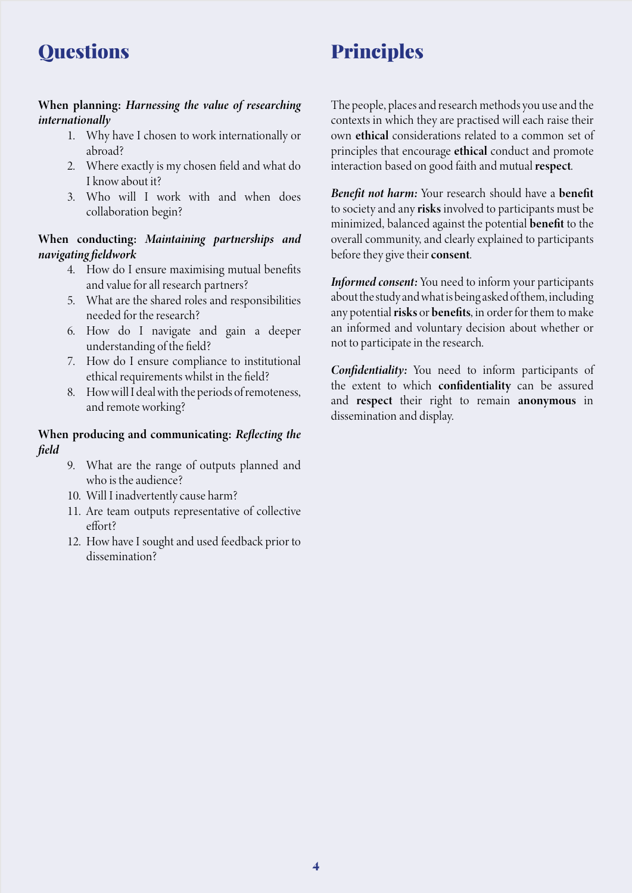# Questions

**When planning:** ***Harnessing the value of researching internationally***

1. Why have I chosen to work internationally or abroad?
2. Where exactly is my chosen field and what do I know about it?
3. Who will I work with and when does collaboration begin?

**When conducting:** ***Maintaining partnerships and navigating fieldwork***

4. How do I ensure maximising mutual benefits and value for all research partners?
5. What are the shared roles and responsibilities needed for the research?
6. How do I navigate and gain a deeper understanding of the field?
7. How do I ensure compliance to institutional ethical requirements whilst in the field?
8. How will I deal with the periods of remoteness, and remote working?

**When producing and communicating:** ***Reflecting the field***

9. What are the range of outputs planned and who is the audience?
10. Will I inadvertently cause harm?
11. Are team outputs representative of collective effort?
12. How have I sought and used feedback prior to dissemination?

# Principles

The people, places and research methods you use and the contexts in which they are practised will each raise their own **ethical** considerations related to a common set of principles that encourage **ethical** conduct and promote interaction based on good faith and mutual **respect**.

***Benefit not harm:*** Your research should have a **benefit** to society and any **risks** involved to participants must be minimized, balanced against the potential **benefit** to the overall community, and clearly explained to participants before they give their **consent**.

***Informed consent:*** You need to inform your participants about the study and what is being asked of them, including any potential **risks** or **benefits**, in order for them to make an informed and voluntary decision about whether or not to participate in the research.

***Confidentiality:*** You need to inform participants of the extent to which **confidentiality** can be assured and **respect** their right to remain **anonymous** in dissemination and display.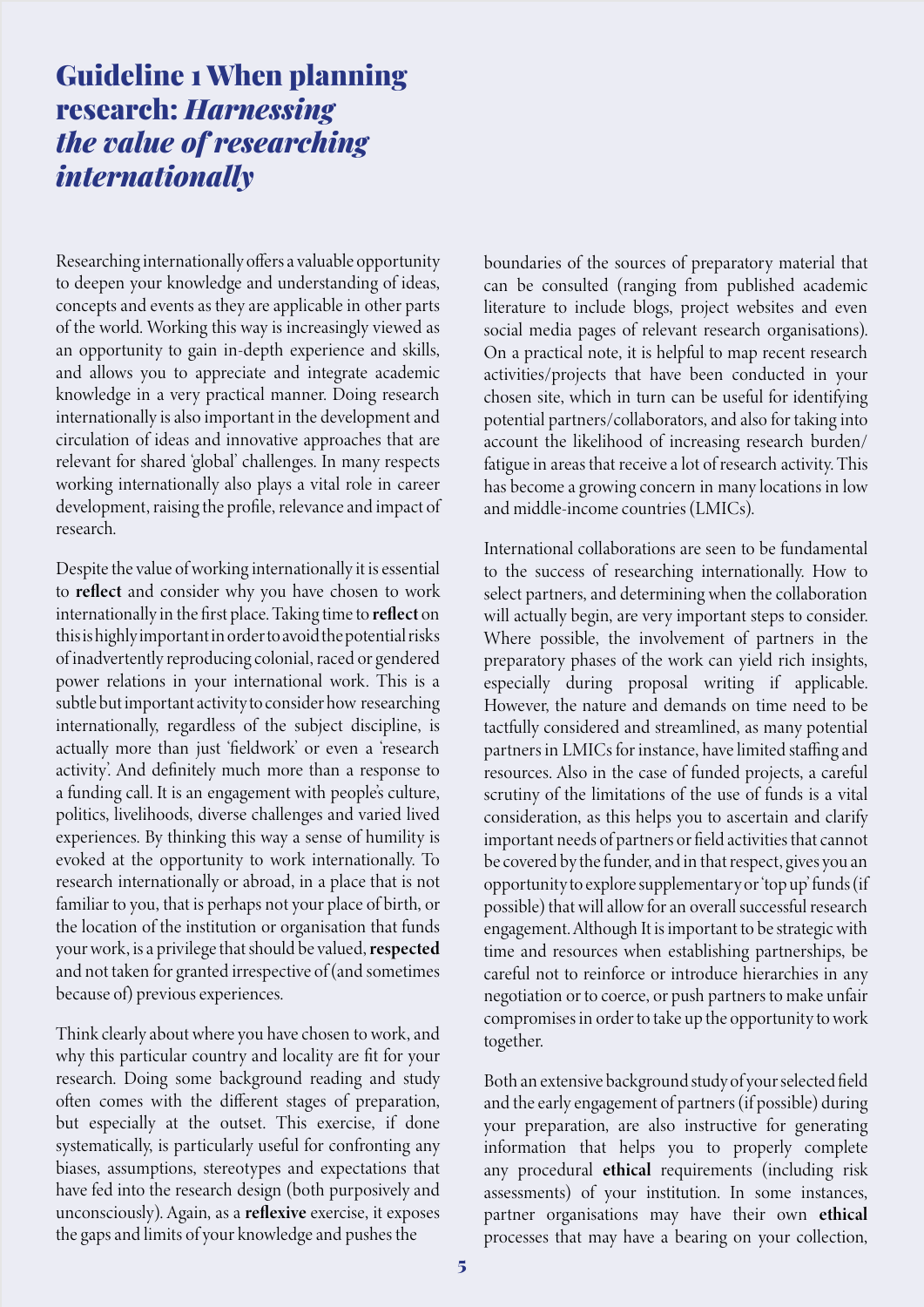# Guideline 1 When planning research: *Harnessing the value of researching internationally*

Researching internationally offers a valuable opportunity to deepen your knowledge and understanding of ideas, concepts and events as they are applicable in other parts of the world. Working this way is increasingly viewed as an opportunity to gain in-depth experience and skills, and allows you to appreciate and integrate academic knowledge in a very practical manner. Doing research internationally is also important in the development and circulation of ideas and innovative approaches that are relevant for shared 'global' challenges. In many respects working internationally also plays a vital role in career development, raising the profile, relevance and impact of research.

Despite the value of working internationally it is essential to **reflect** and consider why you have chosen to work internationally in the first place. Taking time to **reflect** on this is highly important in order to avoid the potential risks of inadvertently reproducing colonial, raced or gendered power relations in your international work. This is a subtle but important activity to consider how researching internationally, regardless of the subject discipline, is actually more than just 'fieldwork' or even a 'research activity'. And definitely much more than a response to a funding call. It is an engagement with people's culture, politics, livelihoods, diverse challenges and varied lived experiences. By thinking this way a sense of humility is evoked at the opportunity to work internationally. To research internationally or abroad, in a place that is not familiar to you, that is perhaps not your place of birth, or the location of the institution or organisation that funds your work, is a privilege that should be valued, **respected** and not taken for granted irrespective of (and sometimes because of) previous experiences.

Think clearly about where you have chosen to work, and why this particular country and locality are fit for your research. Doing some background reading and study often comes with the different stages of preparation, but especially at the outset. This exercise, if done systematically, is particularly useful for confronting any biases, assumptions, stereotypes and expectations that have fed into the research design (both purposively and unconsciously). Again, as a **reflexive** exercise, it exposes the gaps and limits of your knowledge and pushes the boundaries of the sources of preparatory material that can be consulted (ranging from published academic literature to include blogs, project websites and even social media pages of relevant research organisations). On a practical note, it is helpful to map recent research activities/projects that have been conducted in your chosen site, which in turn can be useful for identifying potential partners/collaborators, and also for taking into account the likelihood of increasing research burden/fatigue in areas that receive a lot of research activity. This has become a growing concern in many locations in low and middle-income countries (LMICs).

International collaborations are seen to be fundamental to the success of researching internationally. How to select partners, and determining when the collaboration will actually begin, are very important steps to consider. Where possible, the involvement of partners in the preparatory phases of the work can yield rich insights, especially during proposal writing if applicable. However, the nature and demands on time need to be tactfully considered and streamlined, as many potential partners in LMICs for instance, have limited staffing and resources. Also in the case of funded projects, a careful scrutiny of the limitations of the use of funds is a vital consideration, as this helps you to ascertain and clarify important needs of partners or field activities that cannot be covered by the funder, and in that respect, gives you an opportunity to explore supplementary or 'top up' funds (if possible) that will allow for an overall successful research engagement. Although It is important to be strategic with time and resources when establishing partnerships, be careful not to reinforce or introduce hierarchies in any negotiation or to coerce, or push partners to make unfair compromises in order to take up the opportunity to work together.

Both an extensive background study of your selected field and the early engagement of partners (if possible) during your preparation, are also instructive for generating information that helps you to properly complete any procedural **ethical** requirements (including risk assessments) of your institution. In some instances, partner organisations may have their own **ethical** processes that may have a bearing on your collection,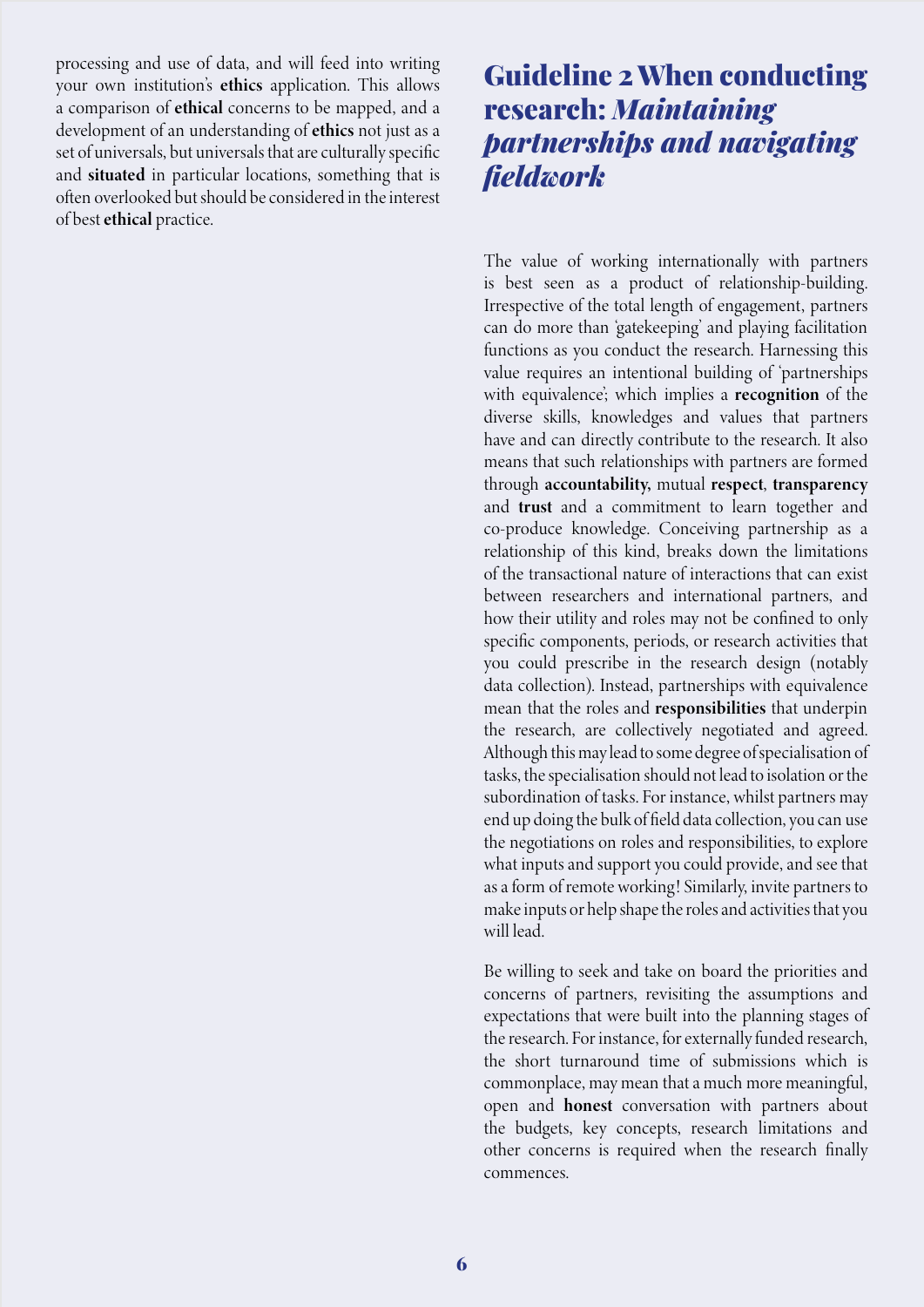processing and use of data, and will feed into writing your own institution's **ethics** application. This allows a comparison of **ethical** concerns to be mapped, and a development of an understanding of **ethics** not just as a set of universals, but universals that are culturally specific and **situated** in particular locations, something that is often overlooked but should be considered in the interest of best **ethical** practice.

## Guideline 2 When conducting research: *Maintaining partnerships and navigating fieldwork*

The value of working internationally with partners is best seen as a product of relationship-building. Irrespective of the total length of engagement, partners can do more than 'gatekeeping' and playing facilitation functions as you conduct the research. Harnessing this value requires an intentional building of 'partnerships with equivalence'; which implies a **recognition** of the diverse skills, knowledges and values that partners have and can directly contribute to the research. It also means that such relationships with partners are formed through **accountability,** mutual **respect**, **transparency** and **trust** and a commitment to learn together and co-produce knowledge. Conceiving partnership as a relationship of this kind, breaks down the limitations of the transactional nature of interactions that can exist between researchers and international partners, and how their utility and roles may not be confined to only specific components, periods, or research activities that you could prescribe in the research design (notably data collection). Instead, partnerships with equivalence mean that the roles and **responsibilities** that underpin the research, are collectively negotiated and agreed. Although this may lead to some degree of specialisation of tasks, the specialisation should not lead to isolation or the subordination of tasks. For instance, whilst partners may end up doing the bulk of field data collection, you can use the negotiations on roles and responsibilities, to explore what inputs and support you could provide, and see that as a form of remote working! Similarly, invite partners to make inputs or help shape the roles and activities that you will lead.

Be willing to seek and take on board the priorities and concerns of partners, revisiting the assumptions and expectations that were built into the planning stages of the research. For instance, for externally funded research, the short turnaround time of submissions which is commonplace, may mean that a much more meaningful, open and **honest** conversation with partners about the budgets, key concepts, research limitations and other concerns is required when the research finally commences.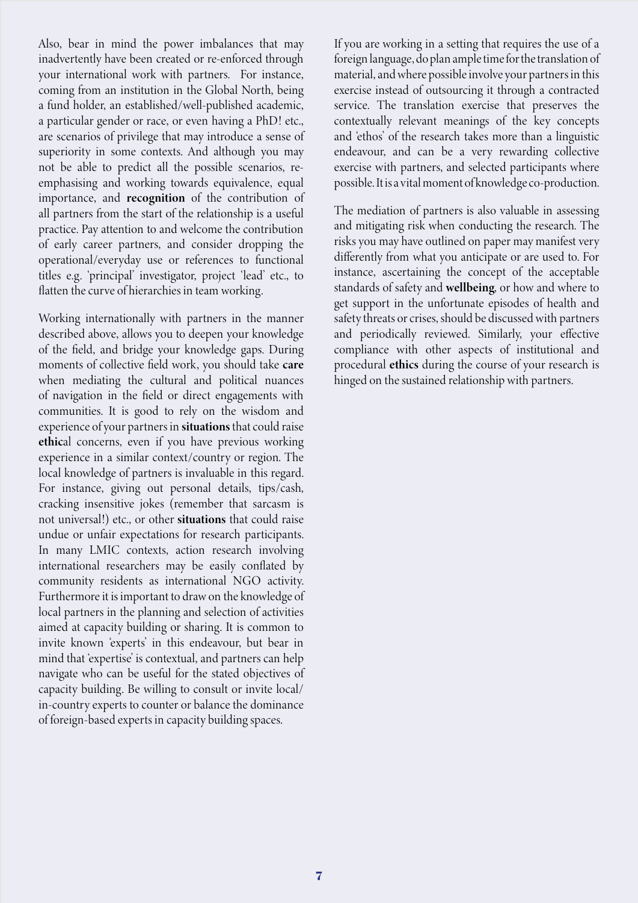Also, bear in mind the power imbalances that may inadvertently have been created or re-enforced through your international work with partners. For instance, coming from an institution in the Global North, being a fund holder, an established/well-published academic, a particular gender or race, or even having a PhD! etc., are scenarios of privilege that may introduce a sense of superiority in some contexts. And although you may not be able to predict all the possible scenarios, re-emphasising and working towards equivalence, equal importance, and **recognition** of the contribution of all partners from the start of the relationship is a useful practice. Pay attention to and welcome the contribution of early career partners, and consider dropping the operational/everyday use or references to functional titles e.g. 'principal' investigator, project 'lead' etc., to flatten the curve of hierarchies in team working.

Working internationally with partners in the manner described above, allows you to deepen your knowledge of the field, and bridge your knowledge gaps. During moments of collective field work, you should take **care** when mediating the cultural and political nuances of navigation in the field or direct engagements with communities. It is good to rely on the wisdom and experience of your partners in **situations** that could raise **ethic**al concerns, even if you have previous working experience in a similar context/country or region. The local knowledge of partners is invaluable in this regard. For instance, giving out personal details, tips/cash, cracking insensitive jokes (remember that sarcasm is not universal!) etc., or other **situations** that could raise undue or unfair expectations for research participants. In many LMIC contexts, action research involving international researchers may be easily conflated by community residents as international NGO activity. Furthermore it is important to draw on the knowledge of local partners in the planning and selection of activities aimed at capacity building or sharing. It is common to invite known 'experts' in this endeavour, but bear in mind that 'expertise' is contextual, and partners can help navigate who can be useful for the stated objectives of capacity building. Be willing to consult or invite local/in-country experts to counter or balance the dominance of foreign-based experts in capacity building spaces.

If you are working in a setting that requires the use of a foreign language, do plan ample time for the translation of material, and where possible involve your partners in this exercise instead of outsourcing it through a contracted service. The translation exercise that preserves the contextually relevant meanings of the key concepts and 'ethos' of the research takes more than a linguistic endeavour, and can be a very rewarding collective exercise with partners, and selected participants where possible. It is a vital moment of knowledge co-production.

The mediation of partners is also valuable in assessing and mitigating risk when conducting the research. The risks you may have outlined on paper may manifest very differently from what you anticipate or are used to. For instance, ascertaining the concept of the acceptable standards of safety and **wellbeing**, or how and where to get support in the unfortunate episodes of health and safety threats or crises, should be discussed with partners and periodically reviewed. Similarly, your effective compliance with other aspects of institutional and procedural **ethics** during the course of your research is hinged on the sustained relationship with partners.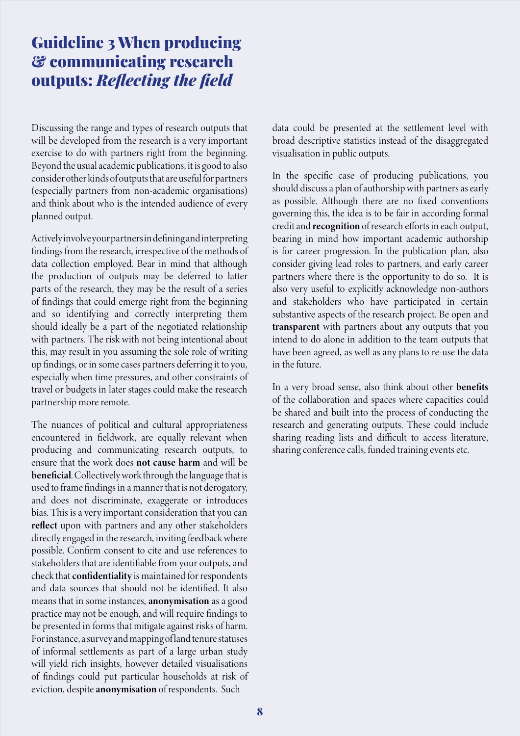# Guideline 3 When producing & communicating research outputs: *Reflecting the field*

Discussing the range and types of research outputs that will be developed from the research is a very important exercise to do with partners right from the beginning. Beyond the usual academic publications, it is good to also consider other kinds of outputs that are useful for partners (especially partners from non-academic organisations) and think about who is the intended audience of every planned output.

Actively involve your partners in defining and interpreting findings from the research, irrespective of the methods of data collection employed. Bear in mind that although the production of outputs may be deferred to later parts of the research, they may be the result of a series of findings that could emerge right from the beginning and so identifying and correctly interpreting them should ideally be a part of the negotiated relationship with partners. The risk with not being intentional about this, may result in you assuming the sole role of writing up findings, or in some cases partners deferring it to you, especially when time pressures, and other constraints of travel or budgets in later stages could make the research partnership more remote.

The nuances of political and cultural appropriateness encountered in fieldwork, are equally relevant when producing and communicating research outputs, to ensure that the work does **not cause harm** and will be **beneficial**. Collectively work through the language that is used to frame findings in a manner that is not derogatory, and does not discriminate, exaggerate or introduces bias. This is a very important consideration that you can **reflect** upon with partners and any other stakeholders directly engaged in the research, inviting feedback where possible. Confirm consent to cite and use references to stakeholders that are identifiable from your outputs, and check that **confidentiality** is maintained for respondents and data sources that should not be identified. It also means that in some instances, **anonymisation** as a good practice may not be enough, and will require findings to be presented in forms that mitigate against risks of harm. For instance, a survey and mapping of land tenure statuses of informal settlements as part of a large urban study will yield rich insights, however detailed visualisations of findings could put particular households at risk of eviction, despite **anonymisation** of respondents. Such data could be presented at the settlement level with broad descriptive statistics instead of the disaggregated visualisation in public outputs.

In the specific case of producing publications, you should discuss a plan of authorship with partners as early as possible. Although there are no fixed conventions governing this, the idea is to be fair in according formal credit and **recognition** of research efforts in each output, bearing in mind how important academic authorship is for career progression. In the publication plan, also consider giving lead roles to partners, and early career partners where there is the opportunity to do so. It is also very useful to explicitly acknowledge non-authors and stakeholders who have participated in certain substantive aspects of the research project. Be open and **transparent** with partners about any outputs that you intend to do alone in addition to the team outputs that have been agreed, as well as any plans to re-use the data in the future.

In a very broad sense, also think about other **benefits** of the collaboration and spaces where capacities could be shared and built into the process of conducting the research and generating outputs. These could include sharing reading lists and difficult to access literature, sharing conference calls, funded training events etc.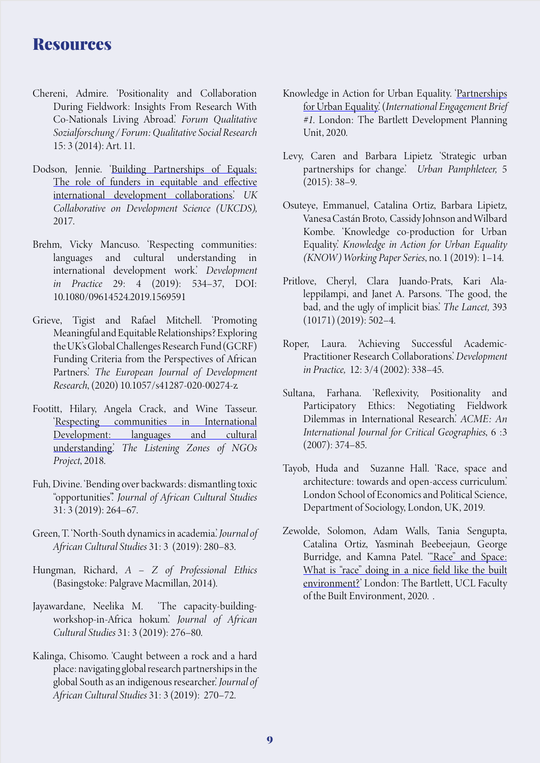# Resources

Chereni, Admire. 'Positionality and Collaboration During Fieldwork: Insights From Research With Co-Nationals Living Abroad.' *Forum Qualitative Sozialforschung / Forum: Qualitative Social Research* 15: 3 (2014): Art. 11.

Dodson, Jennie. 'Building Partnerships of Equals: The role of funders in equitable and effective international development collaborations.' *UK Collaborative on Development Science (UKCDS)*, 2017.

Brehm, Vicky Mancuso. 'Respecting communities: languages and cultural understanding in international development work.' *Development in Practice* 29: 4 (2019): 534–37, DOI: 10.1080/09614524.2019.1569591

Grieve, Tigist and Rafael Mitchell. 'Promoting Meaningful and Equitable Relationships? Exploring the UK's Global Challenges Research Fund (GCRF) Funding Criteria from the Perspectives of African Partners.' *The European Journal of Development Research*, (2020) 10.1057/s41287-020-00274-z.

Footitt, Hilary, Angela Crack, and Wine Tasseur. 'Respecting communities in International Development: languages and cultural understanding.' *The Listening Zones of NGOs Project*, 2018.

Fuh, Divine. 'Bending over backwards: dismantling toxic "opportunities".' *Journal of African Cultural Studies* 31: 3 (2019): 264–67.

Green, T. 'North-South dynamics in academia.' *Journal of African Cultural Studies* 31: 3 (2019): 280–83.

Hungman, Richard, *A – Z of Professional Ethics* (Basingstoke: Palgrave Macmillan, 2014).

Jayawardane, Neelika M. 'The capacity-building-workshop-in-Africa hokum.' *Journal of African Cultural Studies* 31: 3 (2019): 276–80.

Kalinga, Chisomo. 'Caught between a rock and a hard place: navigating global research partnerships in the global South as an indigenous researcher.' *Journal of African Cultural Studies* 31: 3 (2019): 270–72.

Knowledge in Action for Urban Equality. 'Partnerships for Urban Equality.' (*International Engagement Brief #1*. London: The Bartlett Development Planning Unit, 2020.

Levy, Caren and Barbara Lipietz. 'Strategic urban partnerships for change.' *Urban Pamphleteer*, 5 (2015): 38–9.

Osuteye, Emmanuel, Catalina Ortiz, Barbara Lipietz, Vanesa Castán Broto, Cassidy Johnson and Wilbard Kombe. 'Knowledge co-production for Urban Equality.' *Knowledge in Action for Urban Equality (KNOW) Working Paper Series*, no. 1 (2019): 1–14.

Pritlove, Cheryl, Clara Juando-Prats, Kari Ala-leppilampi, and Janet A. Parsons. 'The good, the bad, and the ugly of implicit bias.' *The Lancet*, 393 (10171) (2019): 502–4.

Roper, Laura. 'Achieving Successful Academic-Practitioner Research Collaborations.' *Development in Practice*, 12: 3/4 (2002): 338–45.

Sultana, Farhana. 'Reflexivity, Positionality and Participatory Ethics: Negotiating Fieldwork Dilemmas in International Research.' *ACME: An International Journal for Critical Geographies*, 6 :3 (2007): 374–85.

Tayob, Huda and Suzanne Hall. 'Race, space and architecture: towards and open-access curriculum.' London School of Economics and Political Science, Department of Sociology, London, UK, 2019.

Zewolde, Solomon, Adam Walls, Tania Sengupta, Catalina Ortiz, Yasminah Beebeejaun, George Burridge, and Kamna Patel. '"Race" and Space: What is "race" doing in a nice field like the built environment?' London: The Bartlett, UCL Faculty of the Built Environment, 2020. .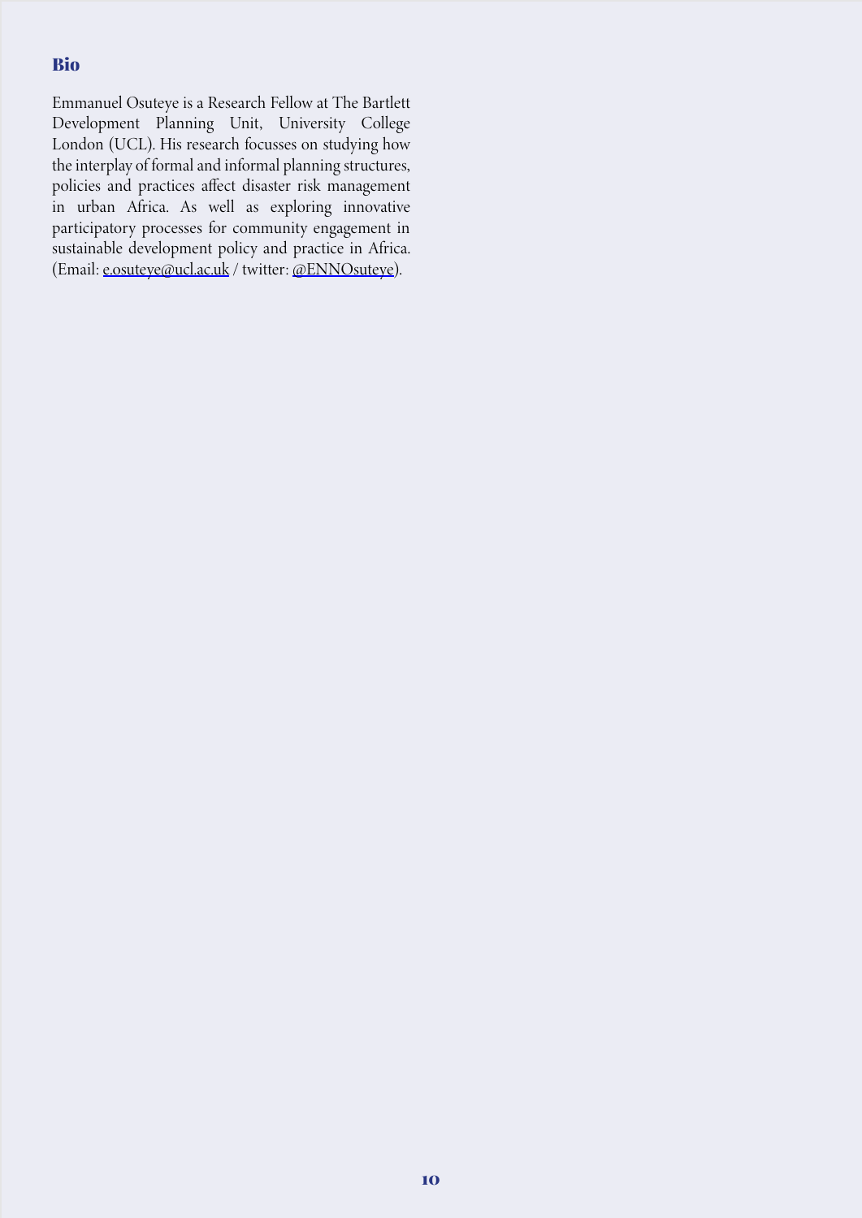## Bio

Emmanuel Osuteye is a Research Fellow at The Bartlett Development Planning Unit, University College London (UCL). His research focusses on studying how the interplay of formal and informal planning structures, policies and practices affect disaster risk management in urban Africa. As well as exploring innovative participatory processes for community engagement in sustainable development policy and practice in Africa. (Email: e.osuteye@ucl.ac.uk / twitter: @ENNOsuteye).